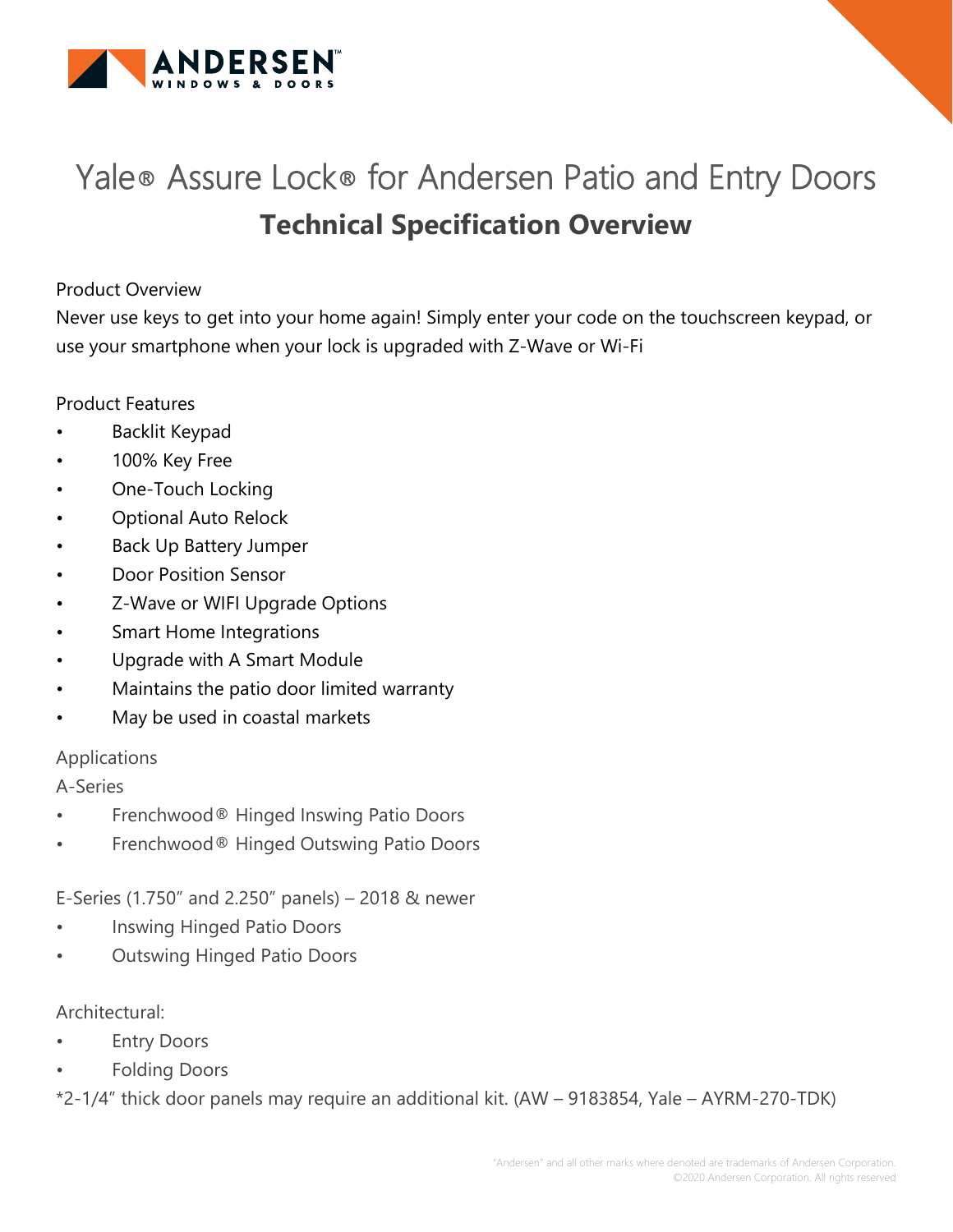# Yale® Assure Lock® for Andersen Patio and Entry Doors

## Technical Specification Overview

Product Overview

Never use keys to get into your home again! Simply enter your code on the touchscreen keypad, or use your smartphone when your lock is upgraded with Z-Wave or Wi-Fi

Product Features

- Backlit Keypad
- 100% Key Free
- One-Touch Locking
- Optional Auto Relock
- Back Up Battery Jumper
- Door Position Sensor
- Z-Wave or WIFI Upgrade Options
- Smart Home Integrations
- Upgrade with A Smart Module
- Maintains the patio door limited warranty
- May be used in coastal markets

Applications

A-Series

- Frenchwood® Hinged Inswing Patio Doors
- Frenchwood® Hinged Outswing Patio Doors

E-Series (1.750" and 2.250" panels) – 2018 & newer

- Inswing Hinged Patio Doors
- Outswing Hinged Patio Doors

Architectural:

- Entry Doors
- Folding Doors

*2-1/4" thick door panels may require an additional kit. (AW – 9183854, Yale – AYRM-270-TDK)

"Andersen" and all other marks where denoted are trademarks of Andersen Corporation.
©2020 Andersen Corporation. All rights reserved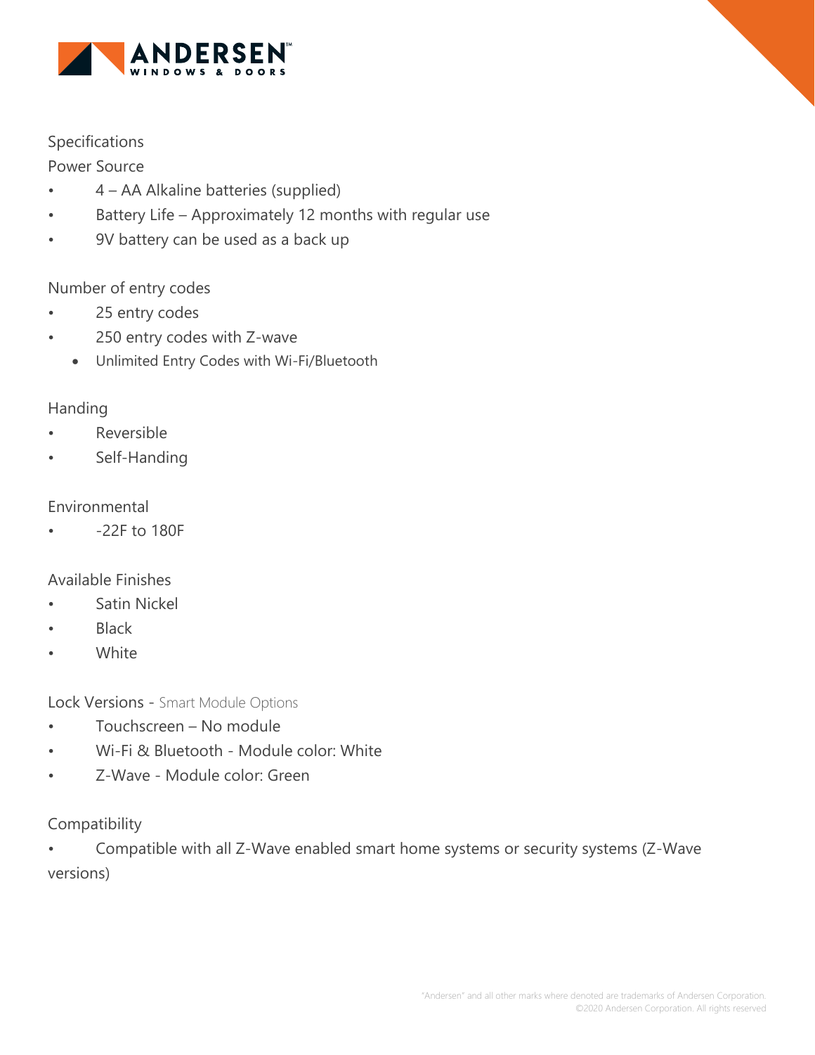Specifications

Power Source

- 4 – AA Alkaline batteries (supplied)
- Battery Life – Approximately 12 months with regular use
- 9V battery can be used as a back up

Number of entry codes

- 25 entry codes
- 250 entry codes with Z-wave
  - Unlimited Entry Codes with Wi-Fi/Bluetooth

Handing

- Reversible
- Self-Handing

Environmental

- -22F to 180F

Available Finishes

- Satin Nickel
- Black
- White

Lock Versions - Smart Module Options

- Touchscreen – No module
- Wi-Fi & Bluetooth - Module color: White
- Z-Wave - Module color: Green

Compatibility

- Compatible with all Z-Wave enabled smart home systems or security systems (Z-Wave versions)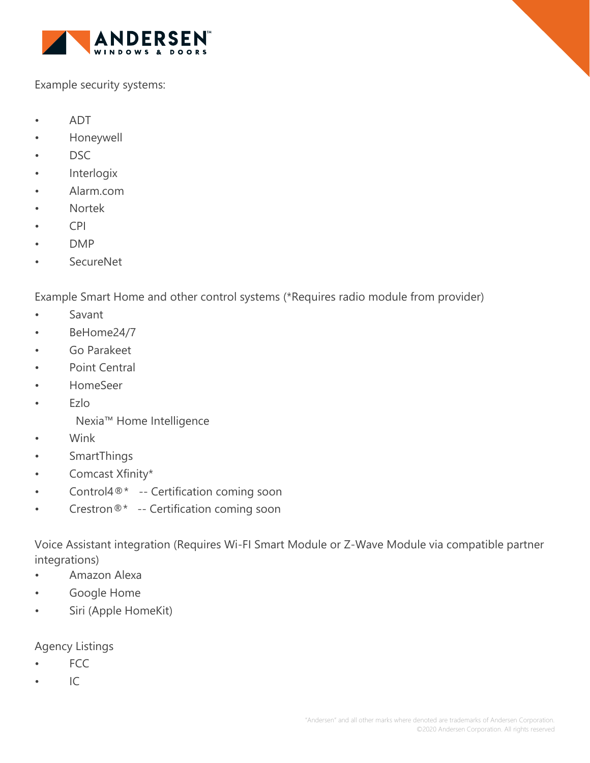Example security systems:

- ADT
- Honeywell
- DSC
- Interlogix
- Alarm.com
- Nortek
- CPI
- DMP
- SecureNet

Example Smart Home and other control systems (*Requires radio module from provider)

- Savant
- BeHome24/7
- Go Parakeet
- Point Central
- HomeSeer
- Ezlo
  Nexia™ Home Intelligence
- Wink
- SmartThings
- Comcast Xfinity*
- Control4®* -- Certification coming soon
- Crestron®* -- Certification coming soon

Voice Assistant integration (Requires Wi-FI Smart Module or Z-Wave Module via compatible partner integrations)

- Amazon Alexa
- Google Home
- Siri (Apple HomeKit)

Agency Listings

- FCC
- IC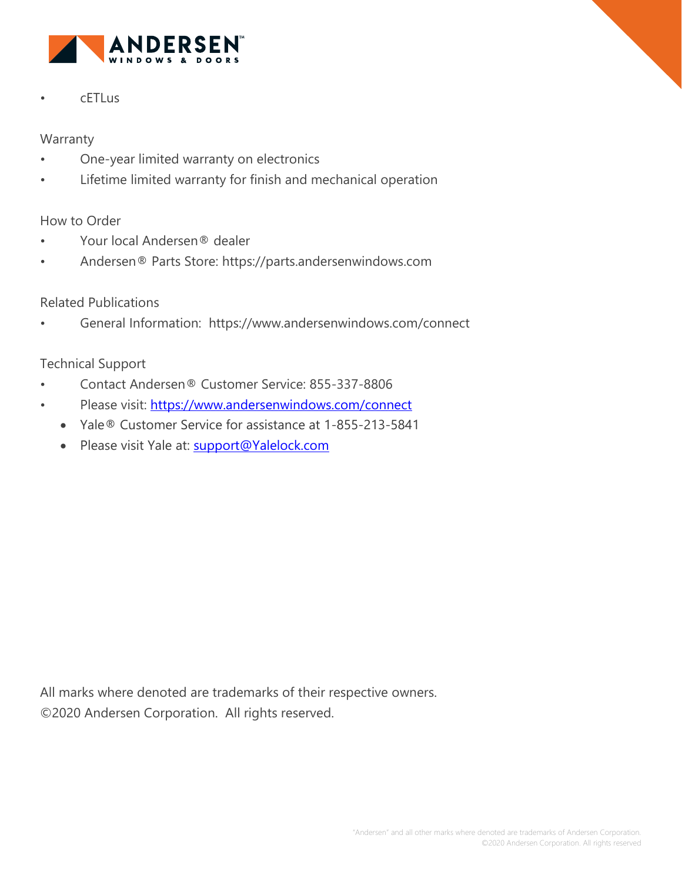- cETLus

Warranty

- One-year limited warranty on electronics
- Lifetime limited warranty for finish and mechanical operation

How to Order

- Your local Andersen® dealer
- Andersen® Parts Store: https://parts.andersenwindows.com

Related Publications

- General Information: https://www.andersenwindows.com/connect

Technical Support

- Contact Andersen® Customer Service: 855-337-8806
- Please visit: [https://www.andersenwindows.com/connect](https://www.andersenwindows.com/connect)
  - Yale® Customer Service for assistance at 1-855-213-5841
  - Please visit Yale at: [support@Yalelock.com](mailto:support@Yalelock.com)

All marks where denoted are trademarks of their respective owners.
©2020 Andersen Corporation. All rights reserved.